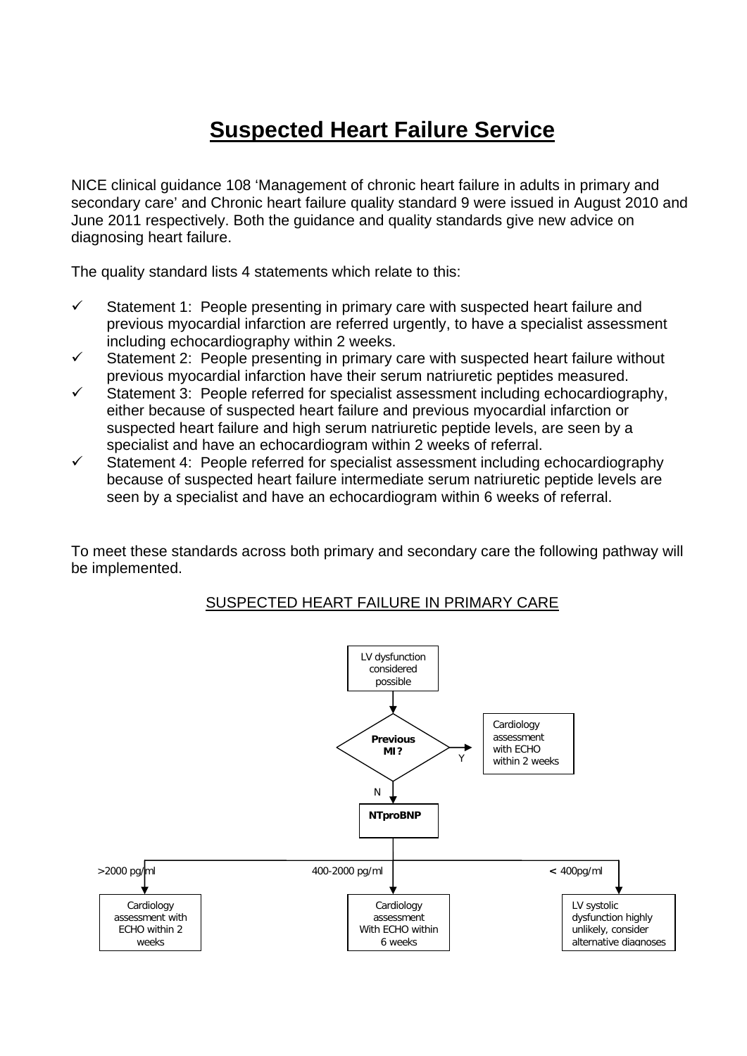# Suspected Heart Failure Service

NICE clinical guidance 108 'Management of chronic heart failure in adults in primary and secondary care' and Chronic heart failure quality standard 9 were issued in August 2010 and June 2011 respectively. Both the guidance and quality standards give new advice on diagnosing heart failure.

The quality standard lists 4 statements which relate to this:

- ✓ Statement 1: People presenting in primary care with suspected heart failure and previous myocardial infarction are referred urgently, to have a specialist assessment including echocardiography within 2 weeks.
- ✓ Statement 2: People presenting in primary care with suspected heart failure without previous myocardial infarction have their serum natriuretic peptides measured.
- ✓ Statement 3: People referred for specialist assessment including echocardiography, either because of suspected heart failure and previous myocardial infarction or suspected heart failure and high serum natriuretic peptide levels, are seen by a specialist and have an echocardiogram within 2 weeks of referral.
- ✓ Statement 4: People referred for specialist assessment including echocardiography because of suspected heart failure intermediate serum natriuretic peptide levels are seen by a specialist and have an echocardiogram within 6 weeks of referral.

To meet these standards across both primary and secondary care the following pathway will be implemented.

## SUSPECTED HEART FAILURE IN PRIMARY CARE

LV dysfunction considered possible

↓

**Previous MI?**

- Y → Cardiology assessment with ECHO within 2 weeks
- N → **NTproBNP**
  - >2000 pg/ml → Cardiology assessment with ECHO within 2 weeks
  - 400-2000 pg/ml → Cardiology assessment With ECHO within 6 weeks
  - < 400pg/ml → LV systolic dysfunction highly unlikely, consider alternative diagnoses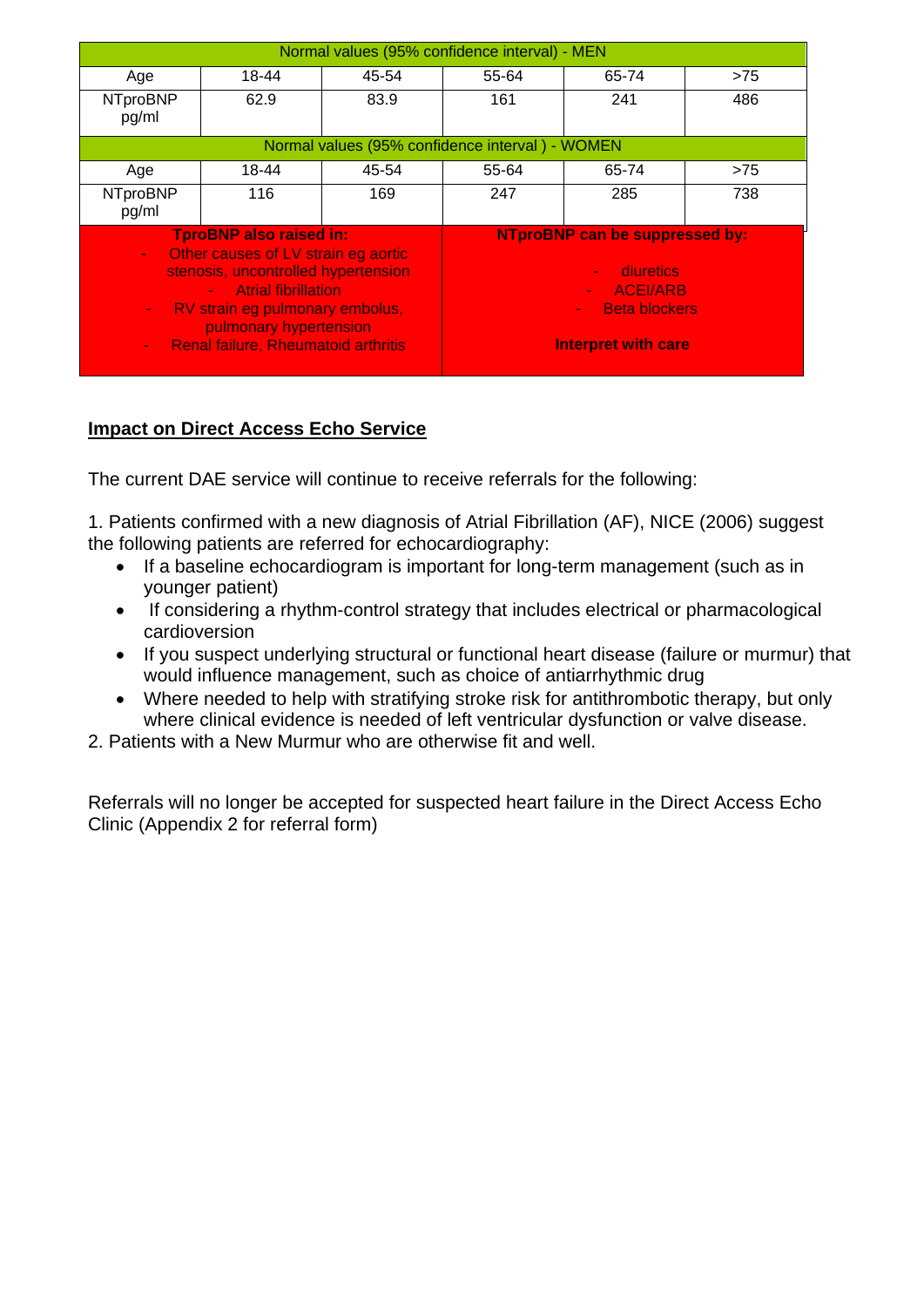| Normal values (95% confidence interval) - MEN | | | | | |
|---|---|---|---|---|---|
| Age | 18-44 | 45-54 | 55-64 | 65-74 | >75 |
| NTproBNP pg/ml | 62.9 | 83.9 | 161 | 241 | 486 |

| Normal values (95% confidence interval ) - WOMEN | | | | | |
|---|---|---|---|---|---|
| Age | 18-44 | 45-54 | 55-64 | 65-74 | >75 |
| NTproBNP pg/ml | 116 | 169 | 247 | 285 | 738 |

| TproBNP also raised in: | NTproBNP can be suppressed by: |
|---|---|
| - Other causes of LV strain eg aortic stenosis, uncontrolled hypertension<br>- Atrial fibrillation<br>- RV strain eg pulmonary embolus, pulmonary hypertension<br>- Renal failure, Rheumatoid arthritis | - diuretics<br>- ACEI/ARB<br>- Beta blockers<br><br>**Interpret with care** |

**<u>Impact on Direct Access Echo Service</u>**

The current DAE service will continue to receive referrals for the following:

1. Patients confirmed with a new diagnosis of Atrial Fibrillation (AF), NICE (2006) suggest the following patients are referred for echocardiography:
   - If a baseline echocardiogram is important for long-term management (such as in younger patient)
   - If considering a rhythm-control strategy that includes electrical or pharmacological cardioversion
   - If you suspect underlying structural or functional heart disease (failure or murmur) that would influence management, such as choice of antiarrhythmic drug
   - Where needed to help with stratifying stroke risk for antithrombotic therapy, but only where clinical evidence is needed of left ventricular dysfunction or valve disease.
2. Patients with a New Murmur who are otherwise fit and well.

Referrals will no longer be accepted for suspected heart failure in the Direct Access Echo Clinic (Appendix 2 for referral form)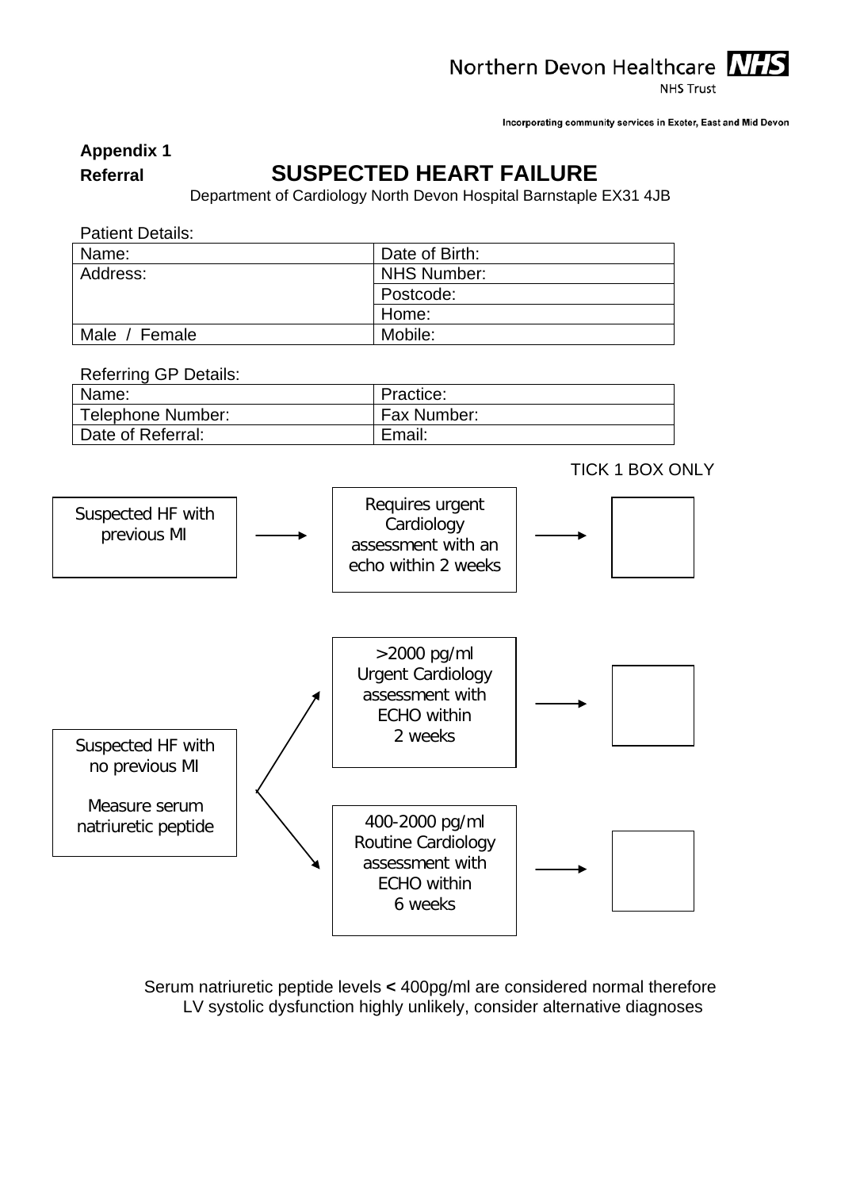Northern Devon Healthcare NHS Trust

Incorporating community services in Exeter, East and Mid Devon

**Appendix 1**

**Referral**

# SUSPECTED HEART FAILURE

Department of Cardiology North Devon Hospital Barnstaple EX31 4JB

Patient Details:

| Name: | Date of Birth: |
|---|---|
| Address: | NHS Number: |
| | Postcode: |
| | Home: |
| Male / Female | Mobile: |

Referring GP Details:

| Name: | Practice: |
|---|---|
| Telephone Number: | Fax Number: |
| Date of Referral: | Email: |

TICK 1 BOX ONLY

| Presentation | Action | Tick |
|---|---|---|
| Suspected HF with previous MI | → Requires urgent Cardiology assessment with an echo within 2 weeks | → ☐ |
| Suspected HF with no previous MI<br><br>Measure serum natriuretic peptide | → >2000 pg/ml Urgent Cardiology assessment with ECHO within 2 weeks | → ☐ |
| | → 400-2000 pg/ml Routine Cardiology assessment with ECHO within 6 weeks | → ☐ |

Serum natriuretic peptide levels **<** 400pg/ml are considered normal therefore LV systolic dysfunction highly unlikely, consider alternative diagnoses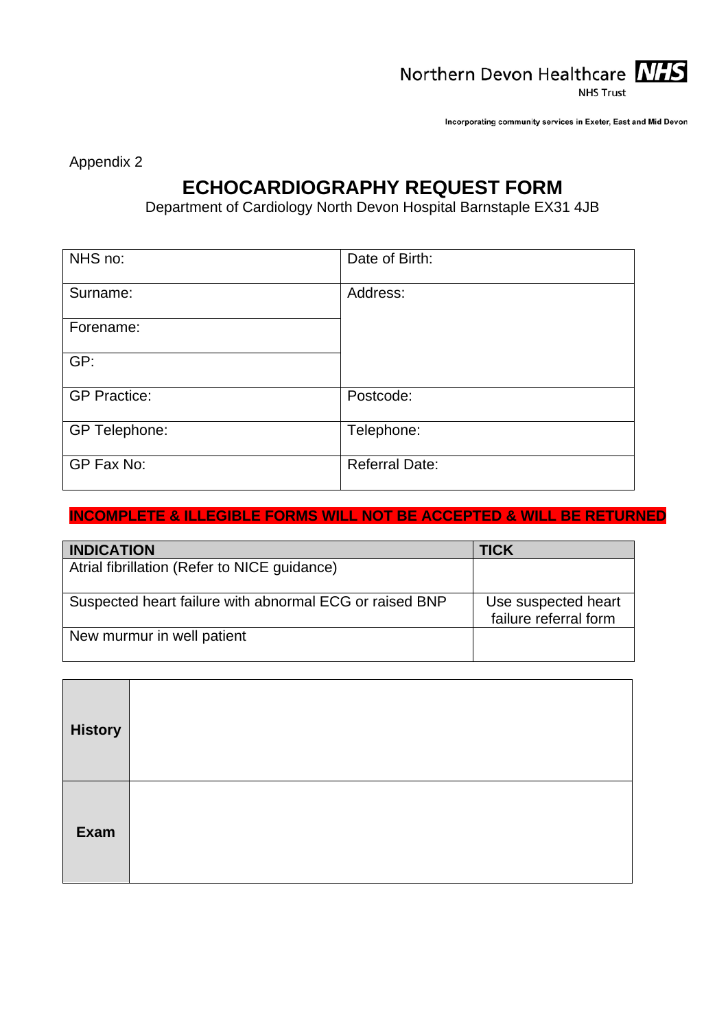Northern Devon Healthcare NHS Trust

Incorporating community services in Exeter, East and Mid Devon

Appendix 2

# ECHOCARDIOGRAPHY REQUEST FORM

Department of Cardiology North Devon Hospital Barnstaple EX31 4JB

| | |
|---|---|
| NHS no: | Date of Birth: |
| Surname: | Address: |
| Forename: | |
| GP: | |
| GP Practice: | Postcode: |
| GP Telephone: | Telephone: |
| GP Fax No: | Referral Date: |

**INCOMPLETE & ILLEGIBLE FORMS WILL NOT BE ACCEPTED & WILL BE RETURNED**

| INDICATION | TICK |
|---|---|
| Atrial fibrillation (Refer to NICE guidance) | |
| Suspected heart failure with abnormal ECG or raised BNP | Use suspected heart failure referral form |
| New murmur in well patient | |

| | |
|---|---|
| **History** | |
| **Exam** | |